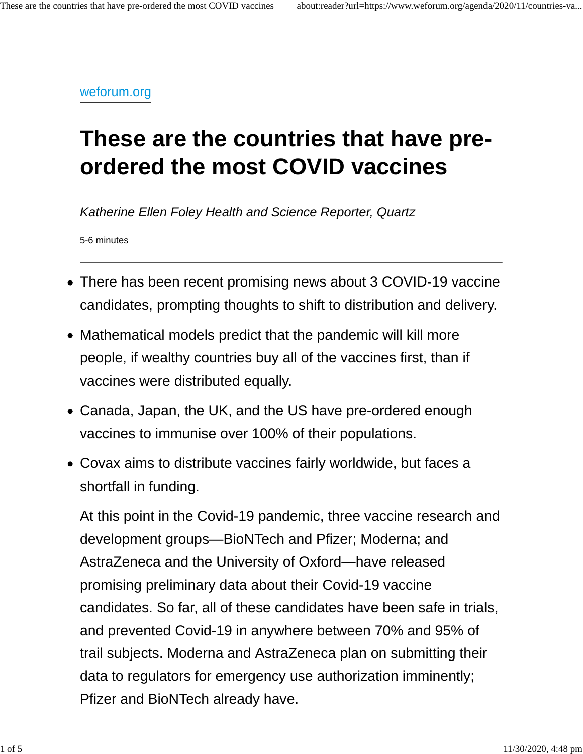[weforum.org](https://www.weforum.org)

# These are the countries that have pre-ordered the most COVID vaccines

*Katherine Ellen Foley Health and Science Reporter, Quartz*

5-6 minutes

---

- There has been recent promising news about 3 COVID-19 vaccine candidates, prompting thoughts to shift to distribution and delivery.
- Mathematical models predict that the pandemic will kill more people, if wealthy countries buy all of the vaccines first, than if vaccines were distributed equally.
- Canada, Japan, the UK, and the US have pre-ordered enough vaccines to immunise over 100% of their populations.
- Covax aims to distribute vaccines fairly worldwide, but faces a shortfall in funding.

At this point in the Covid-19 pandemic, three vaccine research and development groups—BioNTech and Pfizer; Moderna; and AstraZeneca and the University of Oxford—have released promising preliminary data about their Covid-19 vaccine candidates. So far, all of these candidates have been safe in trials, and prevented Covid-19 in anywhere between 70% and 95% of trail subjects. Moderna and AstraZeneca plan on submitting their data to regulators for emergency use authorization imminently; Pfizer and BioNTech already have.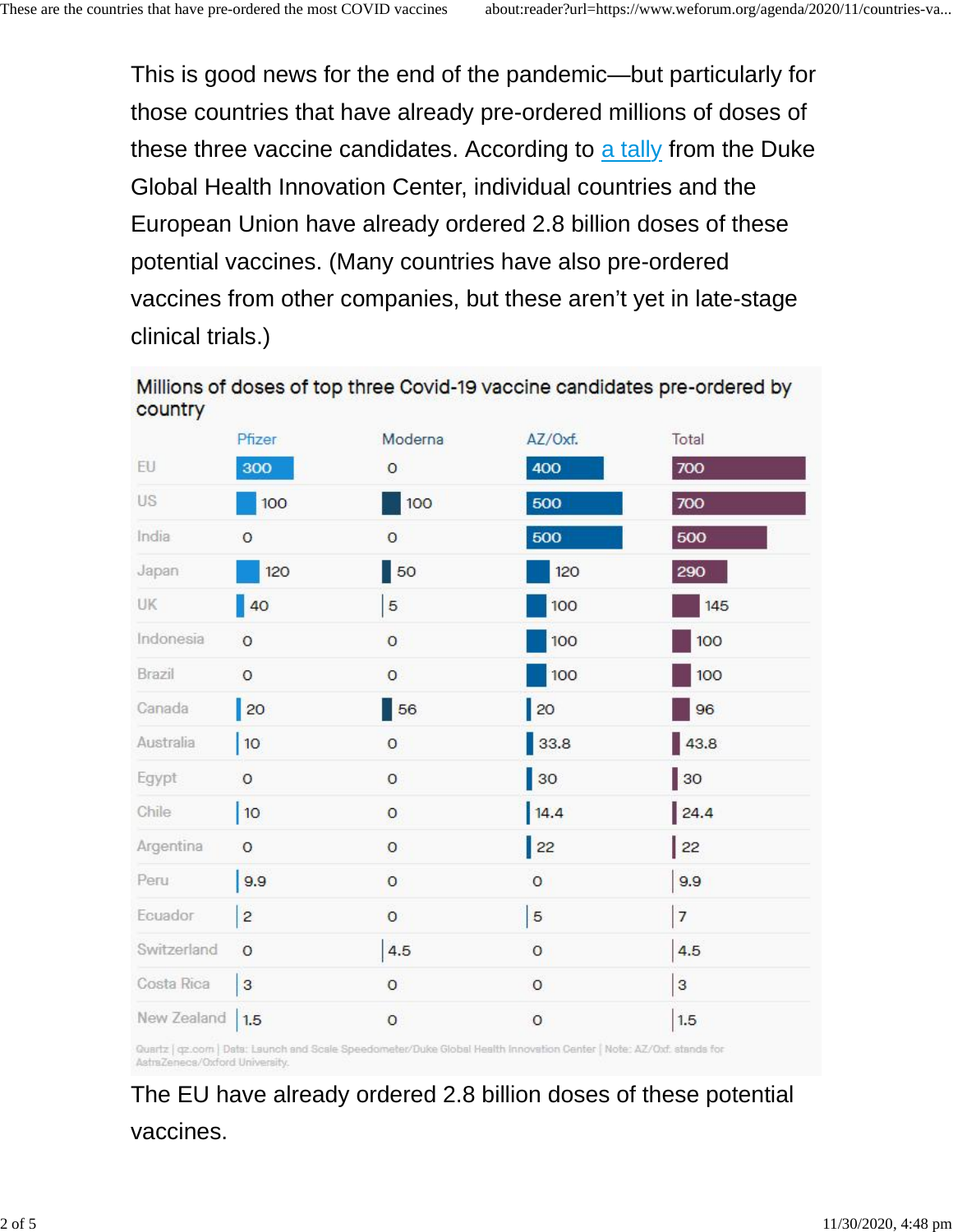This is good news for the end of the pandemic—but particularly for those countries that have already pre-ordered millions of doses of these three vaccine candidates. According to [a tally](#) from the Duke Global Health Innovation Center, individual countries and the European Union have already ordered 2.8 billion doses of these potential vaccines. (Many countries have also pre-ordered vaccines from other companies, but these aren't yet in late-stage clinical trials.)

**Millions of doses of top three Covid-19 vaccine candidates pre-ordered by country**

| | Pfizer | Moderna | AZ/Oxf. | Total |
|---|---|---|---|---|
| EU | 300 | 0 | 400 | 700 |
| US | 100 | 100 | 500 | 700 |
| India | 0 | 0 | 500 | 500 |
| Japan | 120 | 50 | 120 | 290 |
| UK | 40 | 5 | 100 | 145 |
| Indonesia | 0 | 0 | 100 | 100 |
| Brazil | 0 | 0 | 100 | 100 |
| Canada | 20 | 56 | 20 | 96 |
| Australia | 10 | 0 | 33.8 | 43.8 |
| Egypt | 0 | 0 | 30 | 30 |
| Chile | 10 | 0 | 14.4 | 24.4 |
| Argentina | 0 | 0 | 22 | 22 |
| Peru | 9.9 | 0 | 0 | 9.9 |
| Ecuador | 2 | 0 | 5 | 7 |
| Switzerland | 0 | 4.5 | 0 | 4.5 |
| Costa Rica | 3 | 0 | 0 | 3 |
| New Zealand | 1.5 | 0 | 0 | 1.5 |

Quartz | qz.com | Data: Launch and Scale Speedometer/Duke Global Health Innovation Center | Note: AZ/Oxf. stands for AstraZeneca/Oxford University.

The EU have already ordered 2.8 billion doses of these potential vaccines.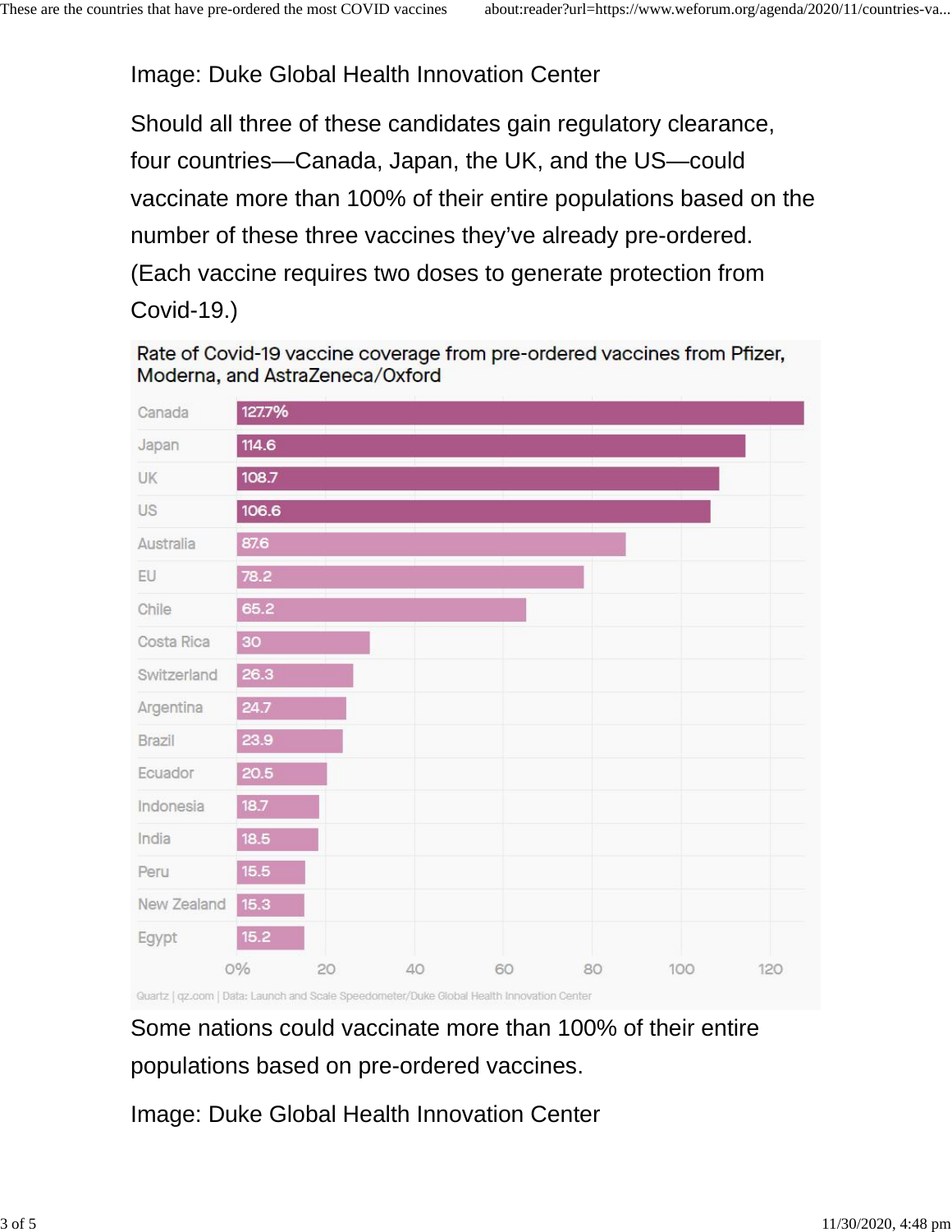Image: Duke Global Health Innovation Center

Should all three of these candidates gain regulatory clearance, four countries—Canada, Japan, the UK, and the US—could vaccinate more than 100% of their entire populations based on the number of these three vaccines they've already pre-ordered. (Each vaccine requires two doses to generate protection from Covid-19.)

**Rate of Covid-19 vaccine coverage from pre-ordered vaccines from Pfizer, Moderna, and AstraZeneca/Oxford**

| Country | Coverage (%) |
|---|---|
| Canada | 127.7% |
| Japan | 114.6 |
| UK | 108.7 |
| US | 106.6 |
| Australia | 87.6 |
| EU | 78.2 |
| Chile | 65.2 |
| Costa Rica | 30 |
| Switzerland | 26.3 |
| Argentina | 24.7 |
| Brazil | 23.9 |
| Ecuador | 20.5 |
| Indonesia | 18.7 |
| India | 18.5 |
| Peru | 15.5 |
| New Zealand | 15.3 |
| Egypt | 15.2 |

Quartz | qz.com | Data: Launch and Scale Speedometer/Duke Global Health Innovation Center

Some nations could vaccinate more than 100% of their entire populations based on pre-ordered vaccines.

Image: Duke Global Health Innovation Center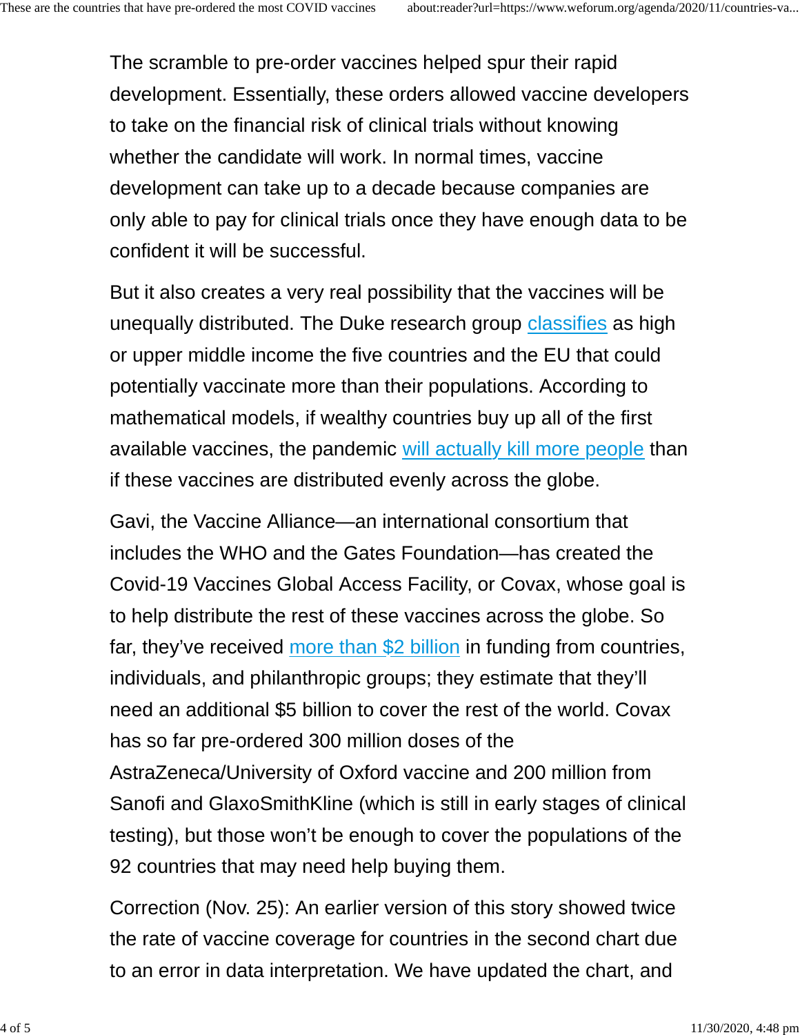The scramble to pre-order vaccines helped spur their rapid development. Essentially, these orders allowed vaccine developers to take on the financial risk of clinical trials without knowing whether the candidate will work. In normal times, vaccine development can take up to a decade because companies are only able to pay for clinical trials once they have enough data to be confident it will be successful.

But it also creates a very real possibility that the vaccines will be unequally distributed. The Duke research group classifies as high or upper middle income the five countries and the EU that could potentially vaccinate more than their populations. According to mathematical models, if wealthy countries buy up all of the first available vaccines, the pandemic will actually kill more people than if these vaccines are distributed evenly across the globe.

Gavi, the Vaccine Alliance—an international consortium that includes the WHO and the Gates Foundation—has created the Covid-19 Vaccines Global Access Facility, or Covax, whose goal is to help distribute the rest of these vaccines across the globe. So far, they've received more than $2 billion in funding from countries, individuals, and philanthropic groups; they estimate that they'll need an additional $5 billion to cover the rest of the world. Covax has so far pre-ordered 300 million doses of the AstraZeneca/University of Oxford vaccine and 200 million from Sanofi and GlaxoSmithKline (which is still in early stages of clinical testing), but those won't be enough to cover the populations of the 92 countries that may need help buying them.

Correction (Nov. 25): An earlier version of this story showed twice the rate of vaccine coverage for countries in the second chart due to an error in data interpretation. We have updated the chart, and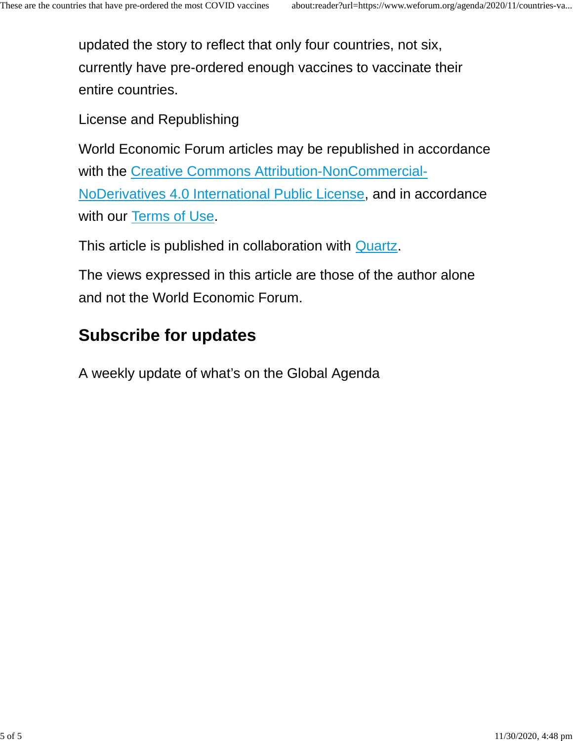updated the story to reflect that only four countries, not six, currently have pre-ordered enough vaccines to vaccinate their entire countries.

License and Republishing

World Economic Forum articles may be republished in accordance with the Creative Commons Attribution-NonCommercial-NoDerivatives 4.0 International Public License, and in accordance with our Terms of Use.

This article is published in collaboration with Quartz.

The views expressed in this article are those of the author alone and not the World Economic Forum.

## Subscribe for updates

A weekly update of what's on the Global Agenda